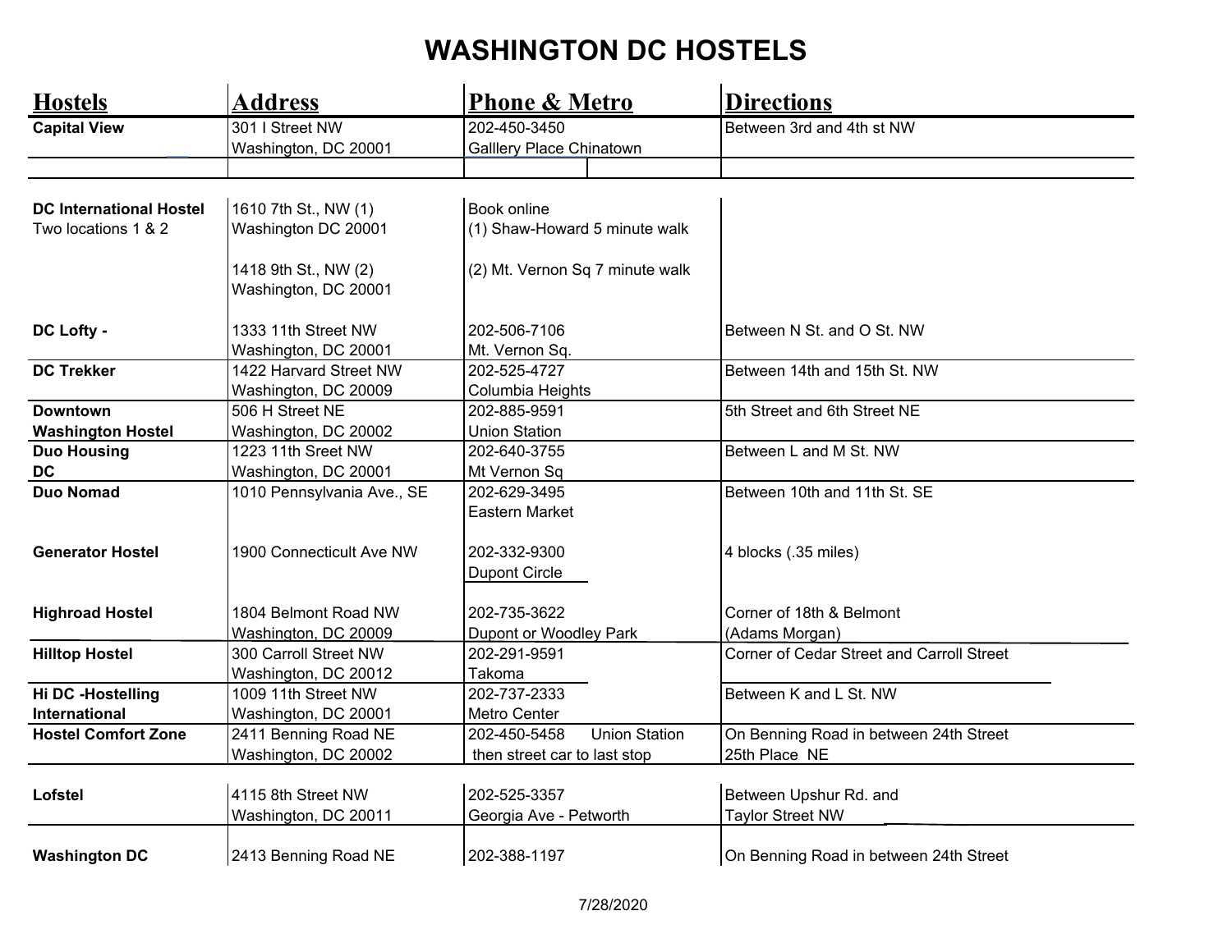# WASHINGTON DC HOSTELS

| Hostels | Address | Phone & Metro | Directions |
|---|---|---|---|
| **Capital View** | 301 I Street NW<br>Washington, DC 20001 | 202-450-3450<br>Galllery Place Chinatown | Between 3rd and 4th st NW |
| | | | |
| **DC International Hostel**<br>Two locations 1 & 2 | 1610 7th St., NW (1)<br>Washington DC 20001<br><br>1418 9th St., NW (2)<br>Washington, DC 20001 | Book online<br>(1) Shaw-Howard 5 minute walk<br><br>(2) Mt. Vernon Sq 7 minute walk | |
| **DC Lofty -** | 1333 11th Street NW<br>Washington, DC 20001 | 202-506-7106<br>Mt. Vernon Sq. | Between N St. and O St. NW |
| **DC Trekker** | 1422 Harvard Street NW<br>Washington, DC 20009 | 202-525-4727<br>Columbia Heights | Between 14th and 15th St. NW |
| **Downtown Washington Hostel** | 506 H Street NE<br>Washington, DC 20002 | 202-885-9591<br>Union Station | 5th Street and 6th Street NE |
| **Duo Housing DC** | 1223 11th Sreet NW<br>Washington, DC 20001 | 202-640-3755<br>Mt Vernon Sq | Between L and M St. NW |
| **Duo Nomad** | 1010 Pennsylvania Ave., SE | 202-629-3495<br>Eastern Market | Between 10th and 11th St. SE |
| **Generator Hostel** | 1900 Connecticult Ave NW | 202-332-9300<br>Dupont Circle | 4 blocks (.35 miles) |
| **Highroad Hostel** | 1804 Belmont Road NW<br>Washington, DC 20009 | 202-735-3622<br>Dupont or Woodley Park | Corner of 18th & Belmont<br>(Adams Morgan) |
| **Hilltop Hostel** | 300 Carroll Street NW<br>Washington, DC 20012 | 202-291-9591<br>Takoma | Corner of Cedar Street and Carroll Street |
| **Hi DC -Hostelling International** | 1009 11th Street NW<br>Washington, DC 20001 | 202-737-2333<br>Metro Center | Between K and L St. NW |
| **Hostel Comfort Zone** | 2411 Benning Road NE<br>Washington, DC 20002 | 202-450-5458 Union Station<br>then street car to last stop | On Benning Road in between 24th Street<br>25th Place NE |
| **Lofstel** | 4115 8th Street NW<br>Washington, DC 20011 | 202-525-3357<br>Georgia Ave - Petworth | Between Upshur Rd. and<br>Taylor Street NW |
| **Washington DC** | 2413 Benning Road NE | 202-388-1197 | On Benning Road in between 24th Street |

7/28/2020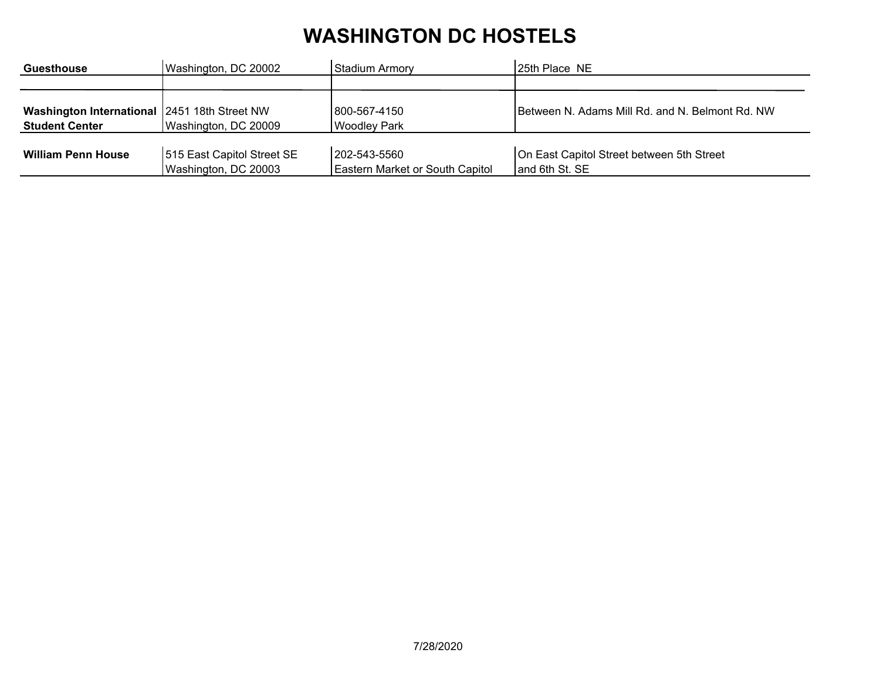# WASHINGTON DC HOSTELS

| | | | |
|---|---|---|---|
| **Guesthouse** | Washington, DC 20002 | Stadium Armory | 25th Place NE |
| | | | |
| **Washington International Student Center** | 2451 18th Street NW<br>Washington, DC 20009 | 800-567-4150<br>Woodley Park | Between N. Adams Mill Rd. and N. Belmont Rd. NW |
| **William Penn House** | 515 East Capitol Street SE<br>Washington, DC 20003 | 202-543-5560<br>Eastern Market or South Capitol | On East Capitol Street between 5th Street and 6th St. SE |

7/28/2020